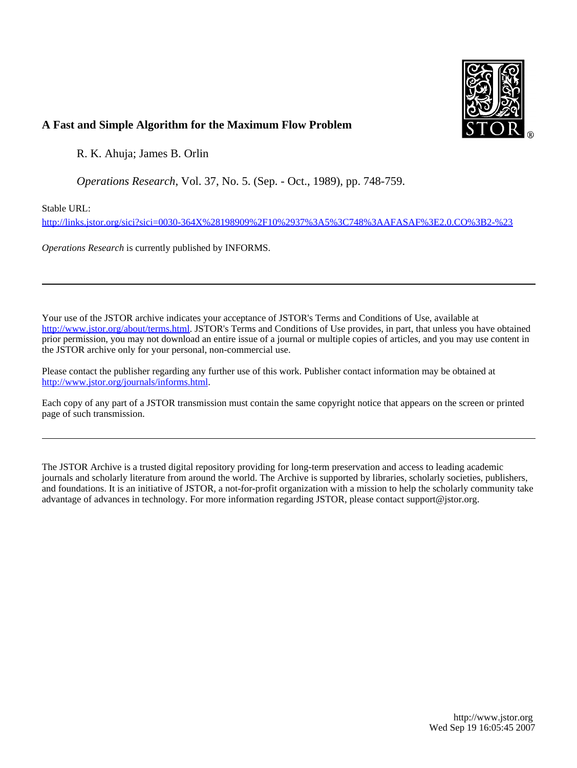## A Fast and Simple Algorithm for the Maximum Flow Problem

R. K. Ahuja; James B. Orlin

*Operations Research*, Vol. 37, No. 5. (Sep. - Oct., 1989), pp. 748-759.

Stable URL:

http://links.jstor.org/sici?sici=0030-364X%28198909%2F10%2937%3A5%3C748%3AAFASAF%3E2.0.CO%3B2-%23

*Operations Research* is currently published by INFORMS.

---

Your use of the JSTOR archive indicates your acceptance of JSTOR's Terms and Conditions of Use, available at http://www.jstor.org/about/terms.html. JSTOR's Terms and Conditions of Use provides, in part, that unless you have obtained prior permission, you may not download an entire issue of a journal or multiple copies of articles, and you may use content in the JSTOR archive only for your personal, non-commercial use.

Please contact the publisher regarding any further use of this work. Publisher contact information may be obtained at http://www.jstor.org/journals/informs.html.

Each copy of any part of a JSTOR transmission must contain the same copyright notice that appears on the screen or printed page of such transmission.

---

The JSTOR Archive is a trusted digital repository providing for long-term preservation and access to leading academic journals and scholarly literature from around the world. The Archive is supported by libraries, scholarly societies, publishers, and foundations. It is an initiative of JSTOR, a not-for-profit organization with a mission to help the scholarly community take advantage of advances in technology. For more information regarding JSTOR, please contact support@jstor.org.

http://www.jstor.org
Wed Sep 19 16:05:45 2007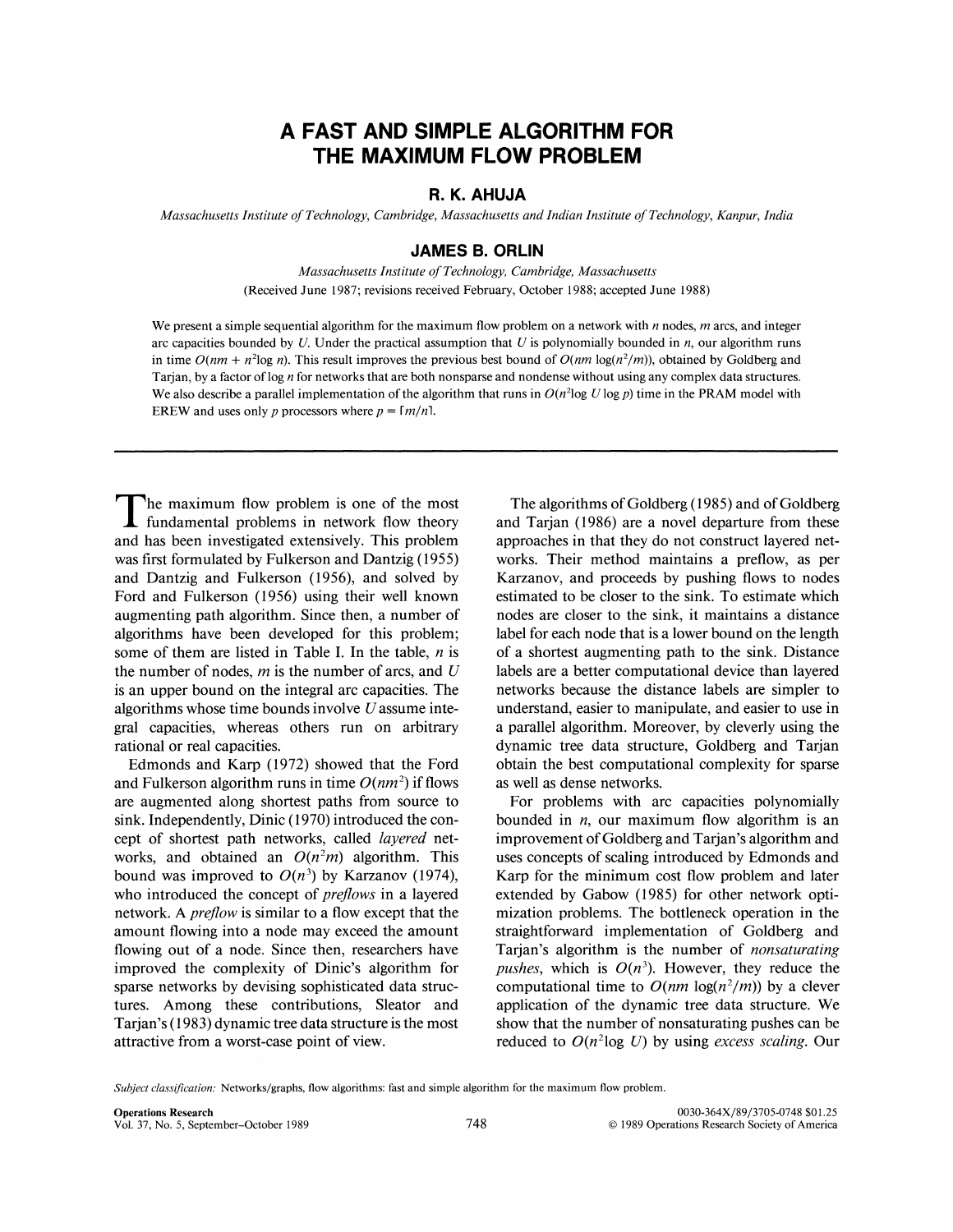# A FAST AND SIMPLE ALGORITHM FOR THE MAXIMUM FLOW PROBLEM

**R. K. AHUJA**

*Massachusetts Institute of Technology, Cambridge, Massachusetts and Indian Institute of Technology, Kanpur, India*

**JAMES B. ORLIN**

*Massachusetts Institute of Technology, Cambridge, Massachusetts*

(Received June 1987; revisions received February, October 1988; accepted June 1988)

We present a simple sequential algorithm for the maximum flow problem on a network with $n$ nodes, $m$ arcs, and integer arc capacities bounded by $U$. Under the practical assumption that $U$ is polynomially bounded in $n$, our algorithm runs in time $O(nm + n^2 \log n)$. This result improves the previous best bound of $O(nm \log(n^2/m))$, obtained by Goldberg and Tarjan, by a factor of $\log n$ for networks that are both nonsparse and nondense without using any complex data structures. We also describe a parallel implementation of the algorithm that runs in $O(n^2 \log U \log p)$ time in the PRAM model with EREW and uses only $p$ processors where $p = \lceil m/n \rceil$.

---

The maximum flow problem is one of the most fundamental problems in network flow theory and has been investigated extensively. This problem was first formulated by Fulkerson and Dantzig (1955) and Dantzig and Fulkerson (1956), and solved by Ford and Fulkerson (1956) using their well known augmenting path algorithm. Since then, a number of algorithms have been developed for this problem; some of them are listed in Table I. In the table, $n$ is the number of nodes, $m$ is the number of arcs, and $U$ is an upper bound on the integral arc capacities. The algorithms whose time bounds involve $U$ assume integral capacities, whereas others run on arbitrary rational or real capacities.

Edmonds and Karp (1972) showed that the Ford and Fulkerson algorithm runs in time $O(nm^2)$ if flows are augmented along shortest paths from source to sink. Independently, Dinic (1970) introduced the concept of shortest path networks, called *layered* networks, and obtained an $O(n^2m)$ algorithm. This bound was improved to $O(n^3)$ by Karzanov (1974), who introduced the concept of *preflows* in a layered network. A *preflow* is similar to a flow except that the amount flowing into a node may exceed the amount flowing out of a node. Since then, researchers have improved the complexity of Dinic's algorithm for sparse networks by devising sophisticated data structures. Among these contributions, Sleator and Tarjan's (1983) dynamic tree data structure is the most attractive from a worst-case point of view.

The algorithms of Goldberg (1985) and of Goldberg and Tarjan (1986) are a novel departure from these approaches in that they do not construct layered networks. Their method maintains a preflow, as per Karzanov, and proceeds by pushing flows to nodes estimated to be closer to the sink. To estimate which nodes are closer to the sink, it maintains a distance label for each node that is a lower bound on the length of a shortest augmenting path to the sink. Distance labels are a better computational device than layered networks because the distance labels are simpler to understand, easier to manipulate, and easier to use in a parallel algorithm. Moreover, by cleverly using the dynamic tree data structure, Goldberg and Tarjan obtain the best computational complexity for sparse as well as dense networks.

For problems with arc capacities polynomially bounded in $n$, our maximum flow algorithm is an improvement of Goldberg and Tarjan's algorithm and uses concepts of scaling introduced by Edmonds and Karp for the minimum cost flow problem and later extended by Gabow (1985) for other network optimization problems. The bottleneck operation in the straightforward implementation of Goldberg and Tarjan's algorithm is the number of *nonsaturating pushes*, which is $O(n^3)$. However, they reduce the computational time to $O(nm \log(n^2/m))$ by a clever application of the dynamic tree data structure. We show that the number of nonsaturating pushes can be reduced to $O(n^2 \log U)$ by using *excess scaling*. Our

*Subject classification:* Networks/graphs, flow algorithms: fast and simple algorithm for the maximum flow problem.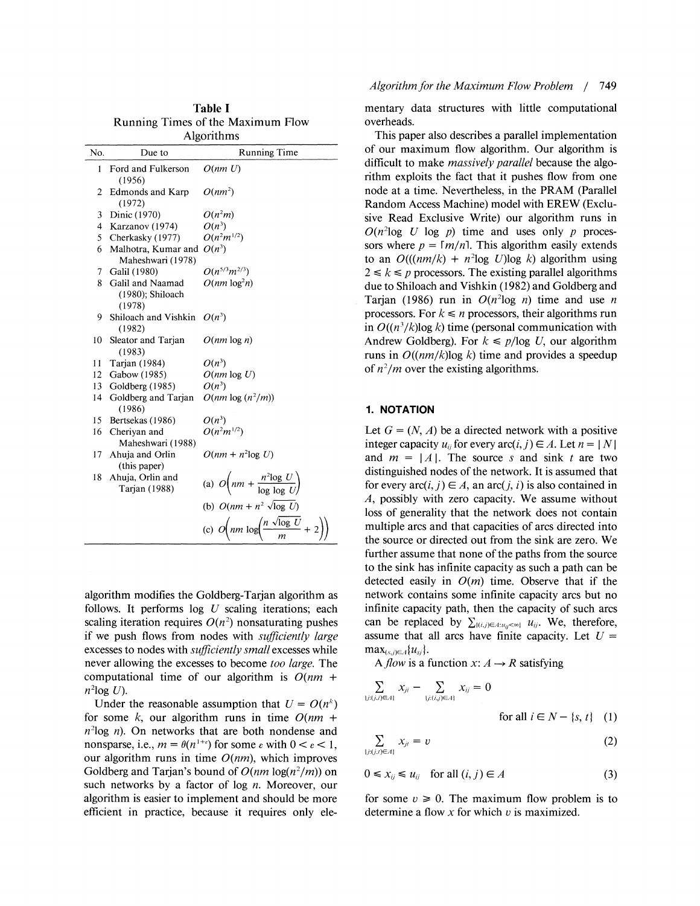**Table I**
Running Times of the Maximum Flow Algorithms

| No. | Due to | Running Time |
|---|---|---|
| 1 | Ford and Fulkerson (1956) | $O(nmU)$ |
| 2 | Edmonds and Karp (1972) | $O(nm^2)$ |
| 3 | Dinic (1970) | $O(n^2m)$ |
| 4 | Karzanov (1974) | $O(n^3)$ |
| 5 | Cherkasky (1977) | $O(n^2m^{1/2})$ |
| 6 | Malhotra, Kumar and Maheshwari (1978) | $O(n^3)$ |
| 7 | Galil (1980) | $O(n^{5/3}m^{2/3})$ |
| 8 | Galil and Naamad (1980); Shiloach (1978) | $O(nm\log^2 n)$ |
| 9 | Shiloach and Vishkin (1982) | $O(n^3)$ |
| 10 | Sleator and Tarjan (1983) | $O(nm\log n)$ |
| 11 | Tarjan (1984) | $O(n^3)$ |
| 12 | Gabow (1985) | $O(nm\log U)$ |
| 13 | Goldberg (1985) | $O(n^3)$ |
| 14 | Goldberg and Tarjan (1986) | $O(nm\log(n^2/m))$ |
| 15 | Bertsekas (1986) | $O(n^3)$ |
| 16 | Cheriyan and Maheshwari (1988) | $O(n^2m^{1/2})$ |
| 17 | Ahuja and Orlin (this paper) | $O(nm + n^2\log U)$ |
| 18 | Ahuja, Orlin and Tarjan (1988) | (a) $O\left(nm + \dfrac{n^2\log U}{\log\log U}\right)$ |
| | | (b) $O(nm + n^2\sqrt{\log U})$ |
| | | (c) $O\left(nm\log\left(\dfrac{n\sqrt{\log U}}{m} + 2\right)\right)$ |

algorithm modifies the Goldberg-Tarjan algorithm as follows. It performs $\log U$ scaling iterations; each scaling iteration requires $O(n^2)$ nonsaturating pushes if we push flows from nodes with *sufficiently large* excesses to nodes with *sufficiently small* excesses while never allowing the excesses to become *too large*. The computational time of our algorithm is $O(nm + n^2\log U)$.

Under the reasonable assumption that $U = O(n^k)$ for some $k$, our algorithm runs in time $O(nm + n^2\log n)$. On networks that are both nondense and nonsparse, i.e., $m = \theta(n^{1+\epsilon})$ for some $\epsilon$ with $0 < \epsilon < 1$, our algorithm runs in time $O(nm)$, which improves Goldberg and Tarjan's bound of $O(nm\log(n^2/m))$ on such networks by a factor of $\log n$. Moreover, our algorithm is easier to implement and should be more efficient in practice, because it requires only elementary data structures with little computational overheads.

This paper also describes a parallel implementation of our maximum flow algorithm. Our algorithm is difficult to make *massively parallel* because the algorithm exploits the fact that it pushes flow from one node at a time. Nevertheless, in the PRAM (Parallel Random Access Machine) model with EREW (Exclusive Read Exclusive Write) our algorithm runs in $O(n^2\log U\log p)$ time and uses only $p$ processors where $p = \lceil m/n \rceil$. This algorithm easily extends to an $O(((nm/k) + n^2\log U)\log k)$ algorithm using $2 \leq k \leq p$ processors. The existing parallel algorithms due to Shiloach and Vishkin (1982) and Goldberg and Tarjan (1986) run in $O(n^2\log n)$ time and use $n$ processors. For $k \leq n$ processors, their algorithms run in $O((n^3/k)\log k)$ time (personal communication with Andrew Goldberg). For $k \leq p/\log U$, our algorithm runs in $O((nm/k)\log k)$ time and provides a speedup of $n^2/m$ over the existing algorithms.

## 1. NOTATION

Let $G = (N, A)$ be a directed network with a positive integer capacity $u_{ij}$ for every arc$(i, j) \in A$. Let $n = |N|$ and $m = |A|$. The source $s$ and sink $t$ are two distinguished nodes of the network. It is assumed that for every arc$(i, j) \in A$, an arc$(j, i)$ is also contained in $A$, possibly with zero capacity. We assume without loss of generality that the network does not contain multiple arcs and that capacities of arcs directed into the source or directed out from the sink are zero. We further assume that none of the paths from the source to the sink has infinite capacity as such a path can be detected easily in $O(m)$ time. Observe that if the network contains some infinite capacity arcs but no infinite capacity path, then the capacity of such arcs can be replaced by $\sum_{\{(i,j)\in A: u_{ij}<\infty\}} u_{ij}$. We, therefore, assume that all arcs have finite capacity. Let $U = \max_{(s,j)\in A}\{u_{sj}\}$.

A *flow* is a function $x: A \rightarrow R$ satisfying

$$\sum_{\{j:(j,i)\in A\}} x_{ji} - \sum_{\{j:(i,j)\in A\}} x_{ij} = 0 \quad \text{for all } i \in N - \{s, t\} \quad (1)$$

$$\sum_{\{j:(j,t)\in A\}} x_{jt} = v \quad (2)$$

$$0 \leq x_{ij} \leq u_{ij} \quad \text{for all } (i, j) \in A \quad (3)$$

for some $v \geq 0$. The maximum flow problem is to determine a flow $x$ for which $v$ is maximized.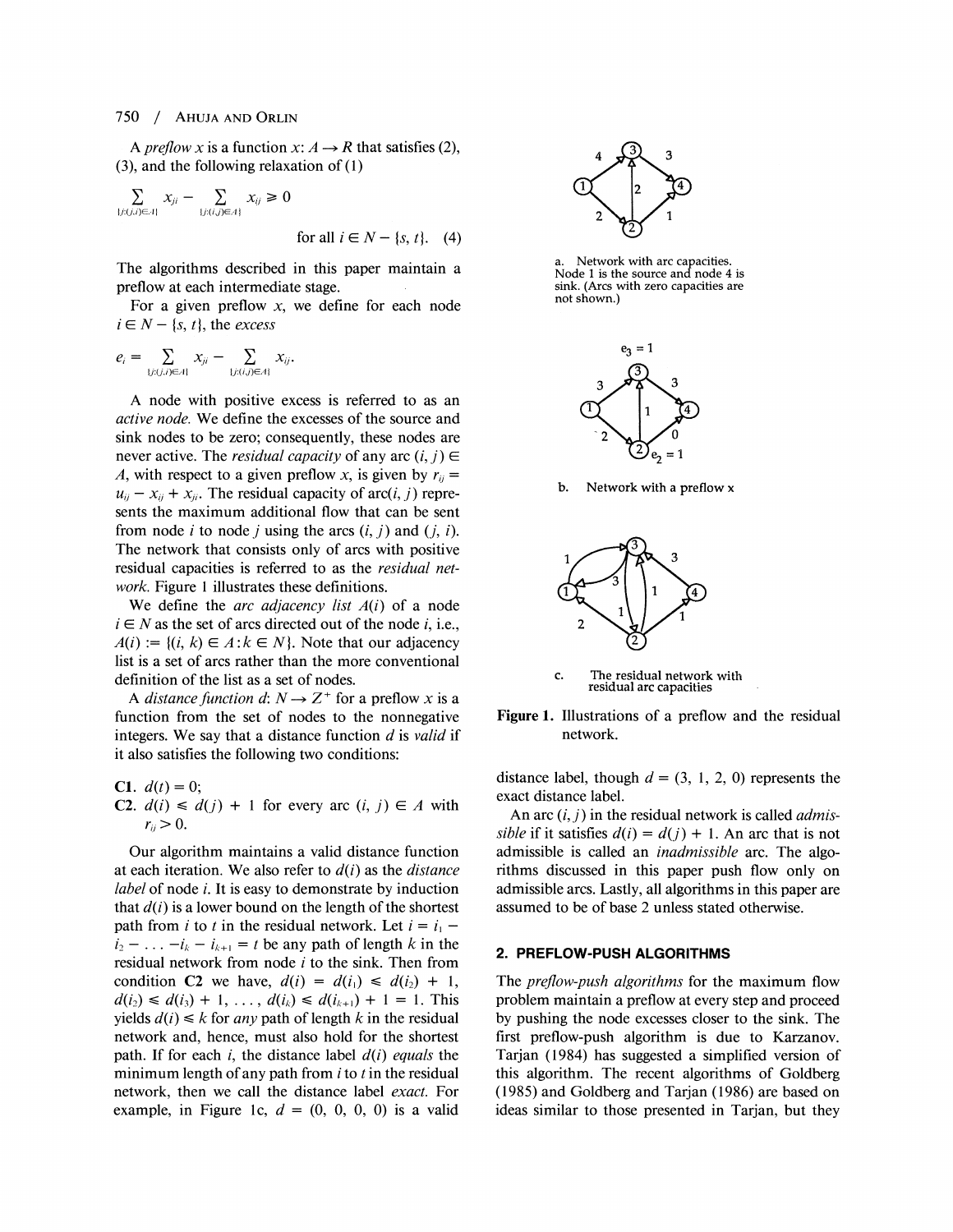A *preflow* $x$ is a function $x: A \to R$ that satisfies (2), (3), and the following relaxation of (1)

$$\sum_{\{j:(j,i)\in A\}} x_{ji} - \sum_{\{j:(i,j)\in A\}} x_{ij} \geq 0 \quad \text{for all } i \in N - \{s, t\}. \quad (4)$$

The algorithms described in this paper maintain a preflow at each intermediate stage.

For a given preflow $x$, we define for each node $i \in N - \{s, t\}$, the *excess*

$$e_i = \sum_{\{j:(j,i)\in A\}} x_{ji} - \sum_{\{j:(i,j)\in A\}} x_{ij}.$$

A node with positive excess is referred to as an *active node*. We define the excesses of the source and sink nodes to be zero; consequently, these nodes are never active. The *residual capacity* of any arc $(i, j) \in A$, with respect to a given preflow $x$, is given by $r_{ij} = u_{ij} - x_{ij} + x_{ji}$. The residual capacity of arc$(i, j)$ represents the maximum additional flow that can be sent from node $i$ to node $j$ using the arcs $(i, j)$ and $(j, i)$. The network that consists only of arcs with positive residual capacities is referred to as the *residual network*. Figure 1 illustrates these definitions.

We define the *arc adjacency list* $A(i)$ of a node $i \in N$ as the set of arcs directed out of the node $i$, i.e., $A(i) := \{(i, k) \in A: k \in N\}$. Note that our adjacency list is a set of arcs rather than the more conventional definition of the list as a set of nodes.

A *distance function* $d: N \to Z^+$ for a preflow $x$ is a function from the set of nodes to the nonnegative integers. We say that a distance function $d$ is *valid* if it also satisfies the following two conditions:

**C1.** $d(t) = 0$;

**C2.** $d(i) \leq d(j) + 1$ for every arc $(i, j) \in A$ with $r_{ij} > 0$.

Our algorithm maintains a valid distance function at each iteration. We also refer to $d(i)$ as the *distance label* of node $i$. It is easy to demonstrate by induction that $d(i)$ is a lower bound on the length of the shortest path from $i$ to $t$ in the residual network. Let $i = i_1 - i_2 - \ldots - i_k - i_{k+1} = t$ be any path of length $k$ in the residual network from node $i$ to the sink. Then from condition **C2** we have, $d(i) = d(i_1) \leq d(i_2) + 1$, $d(i_2) \leq d(i_3) + 1, \ldots, d(i_k) \leq d(i_{k+1}) + 1 = 1$. This yields $d(i) \leq k$ for *any* path of length $k$ in the residual network and, hence, must also hold for the shortest path. If for each $i$, the distance label $d(i)$ *equals* the minimum length of any path from $i$ to $t$ in the residual network, then we call the distance label *exact*. For example, in Figure 1c, $d = (0, 0, 0, 0)$ is a valid distance label, though $d = (3, 1, 2, 0)$ represents the exact distance label.

a. Network with arc capacities. Node 1 is the source and node 4 is sink. (Arcs with zero capacities are not shown.)

b. Network with a preflow x

c. The residual network with residual arc capacities

**Figure 1.** Illustrations of a preflow and the residual network.

An arc $(i, j)$ in the residual network is called *admissible* if it satisfies $d(i) = d(j) + 1$. An arc that is not admissible is called an *inadmissible* arc. The algorithms discussed in this paper push flow only on admissible arcs. Lastly, all algorithms in this paper are assumed to be of base 2 unless stated otherwise.

## 2. PREFLOW-PUSH ALGORITHMS

The *preflow-push algorithms* for the maximum flow problem maintain a preflow at every step and proceed by pushing the node excesses closer to the sink. The first preflow-push algorithm is due to Karzanov. Tarjan (1984) has suggested a simplified version of this algorithm. The recent algorithms of Goldberg (1985) and Goldberg and Tarjan (1986) are based on ideas similar to those presented in Tarjan, but they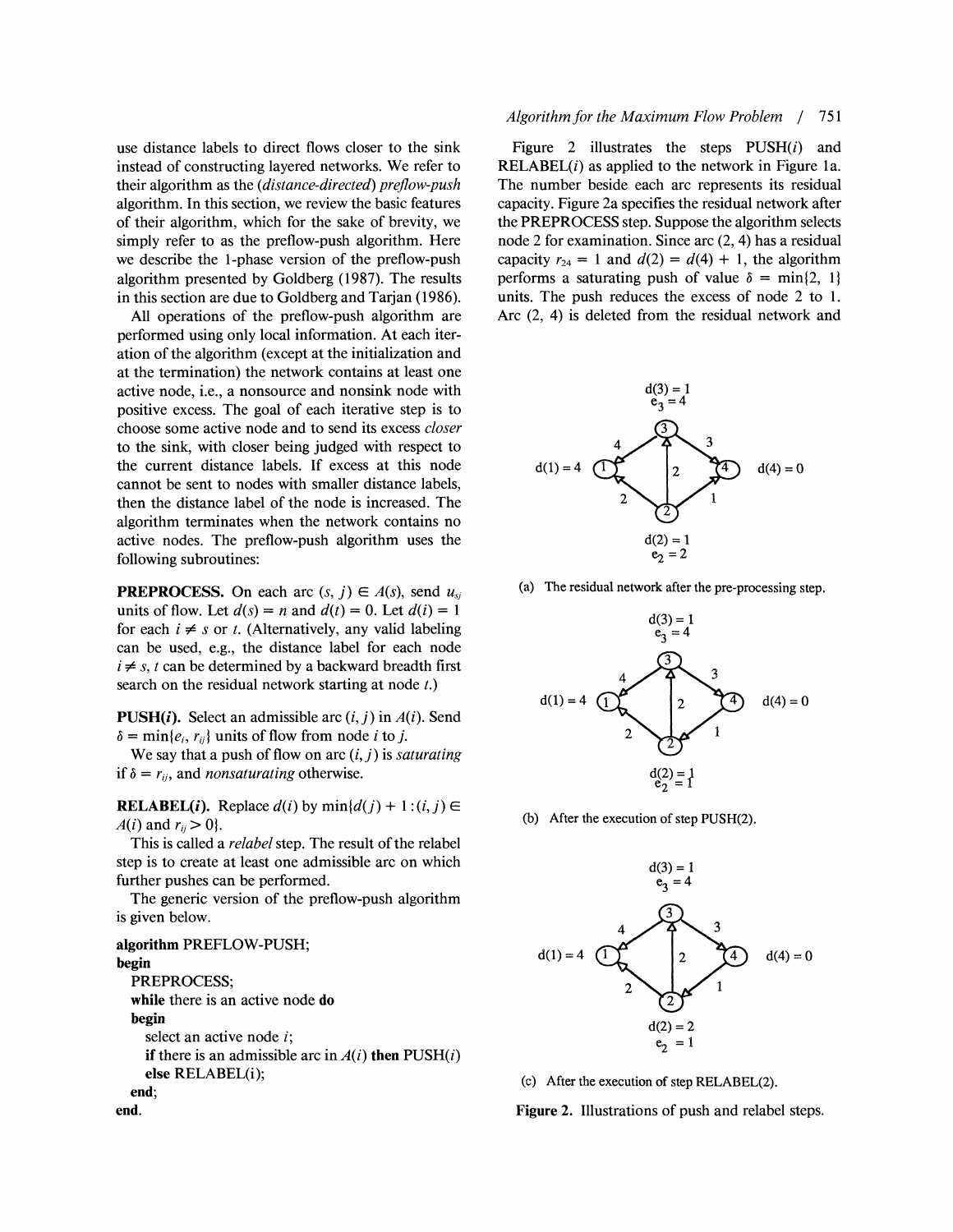use distance labels to direct flows closer to the sink instead of constructing layered networks. We refer to their algorithm as the *(distance-directed) preflow-push* algorithm. In this section, we review the basic features of their algorithm, which for the sake of brevity, we simply refer to as the preflow-push algorithm. Here we describe the 1-phase version of the preflow-push algorithm presented by Goldberg (1987). The results in this section are due to Goldberg and Tarjan (1986).

All operations of the preflow-push algorithm are performed using only local information. At each iteration of the algorithm (except at the initialization and at the termination) the network contains at least one active node, i.e., a nonsource and nonsink node with positive excess. The goal of each iterative step is to choose some active node and to send its excess *closer* to the sink, with closer being judged with respect to the current distance labels. If excess at this node cannot be sent to nodes with smaller distance labels, then the distance label of the node is increased. The algorithm terminates when the network contains no active nodes. The preflow-push algorithm uses the following subroutines:

**PREPROCESS.** On each arc $(s, j) \in A(s)$, send $u_{sj}$ units of flow. Let $d(s) = n$ and $d(t) = 0$. Let $d(i) = 1$ for each $i \neq s$ or $t$. (Alternatively, any valid labeling can be used, e.g., the distance label for each node $i \neq s, t$ can be determined by a backward breadth first search on the residual network starting at node $t$.)

**PUSH($i$).** Select an admissible arc $(i, j)$ in $A(i)$. Send $\delta = \min\{e_i, r_{ij}\}$ units of flow from node $i$ to $j$.

We say that a push of flow on arc $(i, j)$ is *saturating* if $\delta = r_{ij}$, and *nonsaturating* otherwise.

**RELABEL($i$).** Replace $d(i)$ by $\min\{d(j) + 1 : (i, j) \in A(i)$ and $r_{ij} > 0\}$.

This is called a *relabel* step. The result of the relabel step is to create at least one admissible arc on which further pushes can be performed.

The generic version of the preflow-push algorithm is given below.

```
algorithm PREFLOW-PUSH;
begin
  PREPROCESS;
  while there is an active node do
  begin
    select an active node i;
    if there is an admissible arc in A(i) then PUSH(i)
    else RELABEL(i);
  end;
end.
```

Figure 2 illustrates the steps PUSH($i$) and RELABEL($i$) as applied to the network in Figure 1a. The number beside each arc represents its residual capacity. Figure 2a specifies the residual network after the PREPROCESS step. Suppose the algorithm selects node 2 for examination. Since arc (2, 4) has a residual capacity $r_{24} = 1$ and $d(2) = d(4) + 1$, the algorithm performs a saturating push of value $\delta = \min\{2, 1\}$ units. The push reduces the excess of node 2 to 1. Arc (2, 4) is deleted from the residual network and

(a) The residual network after the pre-processing step.

(b) After the execution of step PUSH(2).

(c) After the execution of step RELABEL(2).

**Figure 2.** Illustrations of push and relabel steps.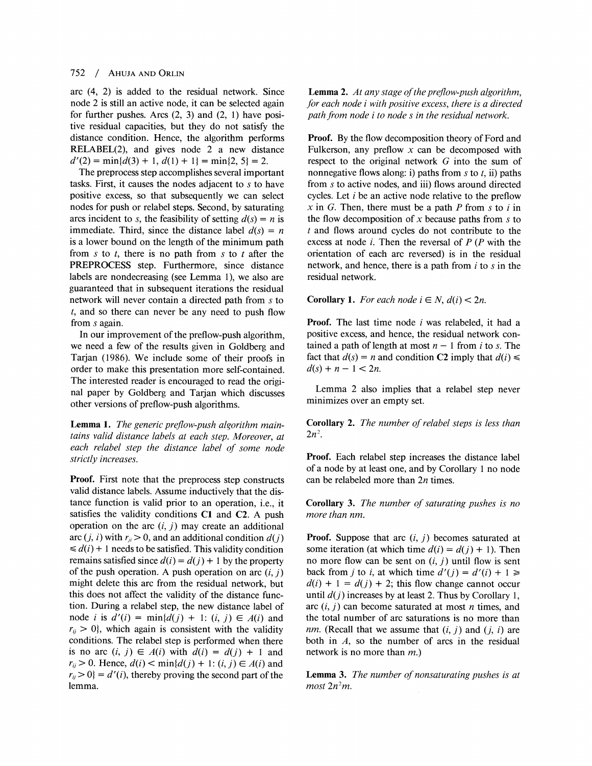arc (4, 2) is added to the residual network. Since node 2 is still an active node, it can be selected again for further pushes. Arcs (2, 3) and (2, 1) have positive residual capacities, but they do not satisfy the distance condition. Hence, the algorithm performs RELABEL(2), and gives node 2 a new distance $d'(2) = \min\{d(3) + 1, d(1) + 1\} = \min\{2, 5\} = 2$.

The preprocess step accomplishes several important tasks. First, it causes the nodes adjacent to $s$ to have positive excess, so that subsequently we can select nodes for push or relabel steps. Second, by saturating arcs incident to $s$, the feasibility of setting $d(s) = n$ is immediate. Third, since the distance label $d(s) = n$ is a lower bound on the length of the minimum path from $s$ to $t$, there is no path from $s$ to $t$ after the PREPROCESS step. Furthermore, since distance labels are nondecreasing (see Lemma 1), we also are guaranteed that in subsequent iterations the residual network will never contain a directed path from $s$ to $t$, and so there can never be any need to push flow from $s$ again.

In our improvement of the preflow-push algorithm, we need a few of the results given in Goldberg and Tarjan (1986). We include some of their proofs in order to make this presentation more self-contained. The interested reader is encouraged to read the original paper by Goldberg and Tarjan which discusses other versions of preflow-push algorithms.

**Lemma 1.** *The generic preflow-push algorithm maintains valid distance labels at each step. Moreover, at each relabel step the distance label of some node strictly increases.*

**Proof.** First note that the preprocess step constructs valid distance labels. Assume inductively that the distance function is valid prior to an operation, i.e., it satisfies the validity conditions **C1** and **C2**. A push operation on the arc $(i, j)$ may create an additional arc $(j, i)$ with $r_{ji} > 0$, and an additional condition $d(j) \leq d(i) + 1$ needs to be satisfied. This validity condition remains satisfied since $d(i) = d(j) + 1$ by the property of the push operation. A push operation on arc $(i, j)$ might delete this arc from the residual network, but this does not affect the validity of the distance function. During a relabel step, the new distance label of node $i$ is $d'(i) = \min\{d(j) + 1: (i, j) \in A(i)$ and $r_{ij} > 0\}$, which again is consistent with the validity conditions. The relabel step is performed when there is no arc $(i, j) \in A(i)$ with $d(i) = d(j) + 1$ and $r_{ij} > 0$. Hence, $d(i) < \min\{d(j) + 1: (i, j) \in A(i)$ and $r_{ij} > 0\} = d'(i)$, thereby proving the second part of the lemma.

**Lemma 2.** *At any stage of the preflow-push algorithm, for each node i with positive excess, there is a directed path from node i to node s in the residual network.*

**Proof.** By the flow decomposition theory of Ford and Fulkerson, any preflow $x$ can be decomposed with respect to the original network $G$ into the sum of nonnegative flows along: i) paths from $s$ to $t$, ii) paths from $s$ to active nodes, and iii) flows around directed cycles. Let $i$ be an active node relative to the preflow $x$ in $G$. Then, there must be a path $P$ from $s$ to $i$ in the flow decomposition of $x$ because paths from $s$ to $t$ and flows around cycles do not contribute to the excess at node $i$. Then the reversal of $P$ ($P$ with the orientation of each arc reversed) is in the residual network, and hence, there is a path from $i$ to $s$ in the residual network.

**Corollary 1.** *For each node $i \in N$, $d(i) < 2n$.*

**Proof.** The last time node $i$ was relabeled, it had a positive excess, and hence, the residual network contained a path of length at most $n - 1$ from $i$ to $s$. The fact that $d(s) = n$ and condition **C2** imply that $d(i) \leq d(s) + n - 1 < 2n$.

Lemma 2 also implies that a relabel step never minimizes over an empty set.

**Corollary 2.** *The number of relabel steps is less than $2n^2$.*

**Proof.** Each relabel step increases the distance label of a node by at least one, and by Corollary 1 no node can be relabeled more than $2n$ times.

**Corollary 3.** *The number of saturating pushes is no more than nm.*

**Proof.** Suppose that arc $(i, j)$ becomes saturated at some iteration (at which time $d(i) = d(j) + 1$). Then no more flow can be sent on $(i, j)$ until flow is sent back from $j$ to $i$, at which time $d'(j) = d'(i) + 1 \geq d(i) + 1 = d(j) + 2$; this flow change cannot occur until $d(j)$ increases by at least 2. Thus by Corollary 1, arc $(i, j)$ can become saturated at most $n$ times, and the total number of arc saturations is no more than $nm$. (Recall that we assume that $(i, j)$ and $(j, i)$ are both in $A$, so the number of arcs in the residual network is no more than $m$.)

**Lemma 3.** *The number of nonsaturating pushes is at most $2n^2m$.*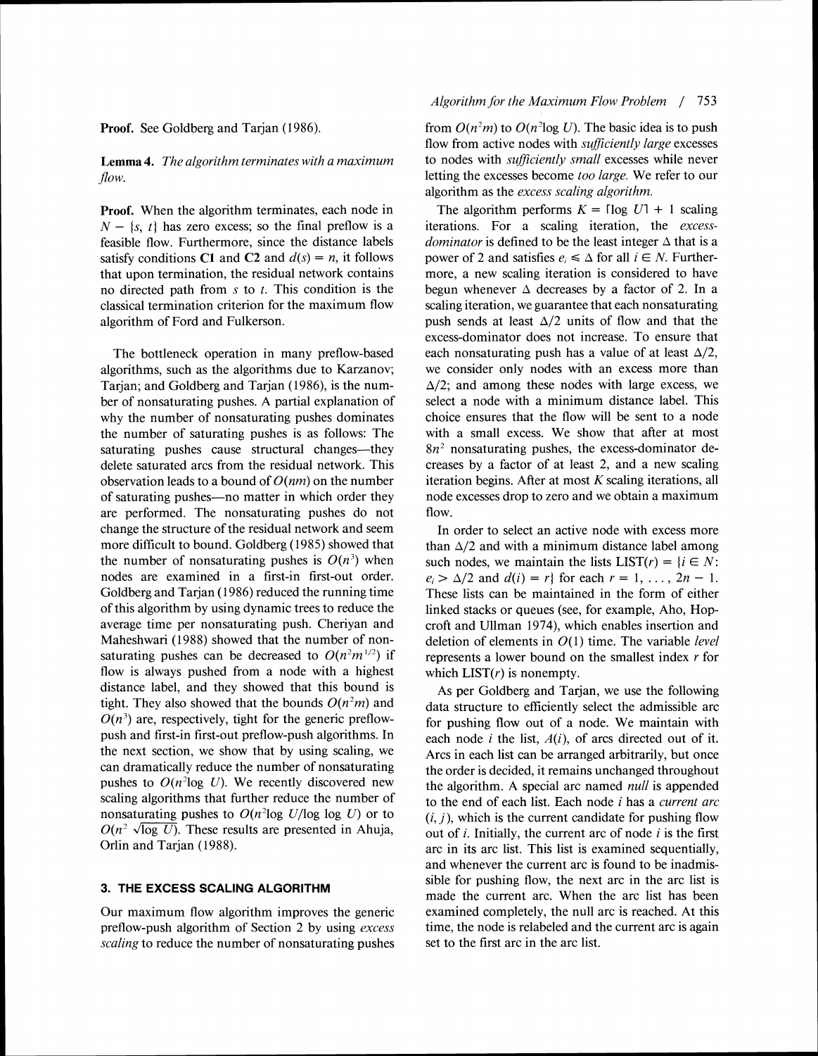**Proof.** See Goldberg and Tarjan (1986).

**Lemma 4.** *The algorithm terminates with a maximum flow.*

**Proof.** When the algorithm terminates, each node in $N - \{s, t\}$ has zero excess; so the final preflow is a feasible flow. Furthermore, since the distance labels satisfy conditions **C1** and **C2** and $d(s) = n$, it follows that upon termination, the residual network contains no directed path from $s$ to $t$. This condition is the classical termination criterion for the maximum flow algorithm of Ford and Fulkerson.

The bottleneck operation in many preflow-based algorithms, such as the algorithms due to Karzanov; Tarjan; and Goldberg and Tarjan (1986), is the number of nonsaturating pushes. A partial explanation of why the number of nonsaturating pushes dominates the number of saturating pushes is as follows: The saturating pushes cause structural changes—they delete saturated arcs from the residual network. This observation leads to a bound of $O(nm)$ on the number of saturating pushes—no matter in which order they are performed. The nonsaturating pushes do not change the structure of the residual network and seem more difficult to bound. Goldberg (1985) showed that the number of nonsaturating pushes is $O(n^3)$ when nodes are examined in a first-in first-out order. Goldberg and Tarjan (1986) reduced the running time of this algorithm by using dynamic trees to reduce the average time per nonsaturating push. Cheriyan and Maheshwari (1988) showed that the number of nonsaturating pushes can be decreased to $O(n^2m^{1/2})$ if flow is always pushed from a node with a highest distance label, and they showed that this bound is tight. They also showed that the bounds $O(n^2m)$ and $O(n^3)$ are, respectively, tight for the generic preflow-push and first-in first-out preflow-push algorithms. In the next section, we show that by using scaling, we can dramatically reduce the number of nonsaturating pushes to $O(n^2\log U)$. We recently discovered new scaling algorithms that further reduce the number of nonsaturating pushes to $O(n^2\log U/\log \log U)$ or to $O(n^2 \sqrt{\log U})$. These results are presented in Ahuja, Orlin and Tarjan (1988).

## 3. THE EXCESS SCALING ALGORITHM

Our maximum flow algorithm improves the generic preflow-push algorithm of Section 2 by using *excess scaling* to reduce the number of nonsaturating pushes from $O(n^2m)$ to $O(n^2\log U)$. The basic idea is to push flow from active nodes with *sufficiently large* excesses to nodes with *sufficiently small* excesses while never letting the excesses become *too large.* We refer to our algorithm as the *excess scaling algorithm.*

The algorithm performs $K = \lceil \log U \rceil + 1$ scaling iterations. For a scaling iteration, the *excess-dominator* is defined to be the least integer $\Delta$ that is a power of 2 and satisfies $e_i \leq \Delta$ for all $i \in N$. Furthermore, a new scaling iteration is considered to have begun whenever $\Delta$ decreases by a factor of 2. In a scaling iteration, we guarantee that each nonsaturating push sends at least $\Delta/2$ units of flow and that the excess-dominator does not increase. To ensure that each nonsaturating push has a value of at least $\Delta/2$, we consider only nodes with an excess more than $\Delta/2$; and among these nodes with large excess, we select a node with a minimum distance label. This choice ensures that the flow will be sent to a node with a small excess. We show that after at most $8n^2$ nonsaturating pushes, the excess-dominator decreases by a factor of at least 2, and a new scaling iteration begins. After at most $K$ scaling iterations, all node excesses drop to zero and we obtain a maximum flow.

In order to select an active node with excess more than $\Delta/2$ and with a minimum distance label among such nodes, we maintain the lists $\text{LIST}(r) = \{i \in N: e_i > \Delta/2 \text{ and } d(i) = r\}$ for each $r = 1, \ldots, 2n - 1$. These lists can be maintained in the form of either linked stacks or queues (see, for example, Aho, Hopcroft and Ullman 1974), which enables insertion and deletion of elements in $O(1)$ time. The variable *level* represents a lower bound on the smallest index $r$ for which $\text{LIST}(r)$ is nonempty.

As per Goldberg and Tarjan, we use the following data structure to efficiently select the admissible arc for pushing flow out of a node. We maintain with each node $i$ the list, $A(i)$, of arcs directed out of it. Arcs in each list can be arranged arbitrarily, but once the order is decided, it remains unchanged throughout the algorithm. A special arc named *null* is appended to the end of each list. Each node $i$ has a *current arc* $(i, j)$, which is the current candidate for pushing flow out of $i$. Initially, the current arc of node $i$ is the first arc in its arc list. This list is examined sequentially, and whenever the current arc is found to be inadmissible for pushing flow, the next arc in the arc list is made the current arc. When the arc list has been examined completely, the null arc is reached. At this time, the node is relabeled and the current arc is again set to the first arc in the arc list.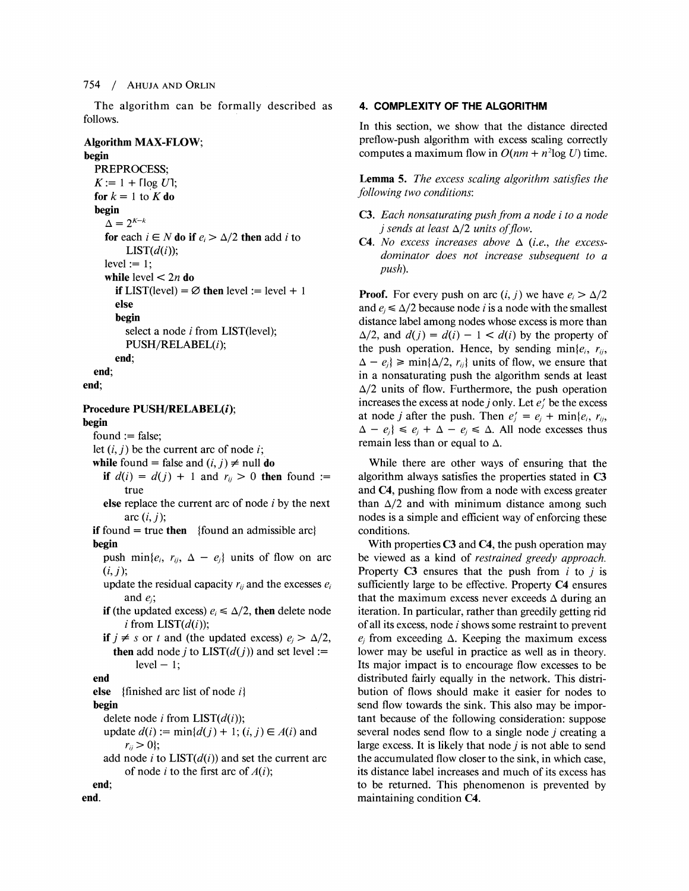The algorithm can be formally described as follows.

```
Algorithm MAX-FLOW;
begin
  PREPROCESS;
  K := 1 + ⌈log U⌉;
  for k = 1 to K do
  begin
    Δ = 2^(K−k)
    for each i ∈ N do if e_i > Δ/2 then add i to
        LIST(d(i));
    level := 1;
    while level < 2n do
      if LIST(level) = ∅ then level := level + 1
      else
      begin
        select a node i from LIST(level);
        PUSH/RELABEL(i);
      end;
  end;
end;

Procedure PUSH/RELABEL(i);
begin
  found := false;
  let (i, j) be the current arc of node i;
  while found = false and (i, j) ≠ null do
    if d(i) = d(j) + 1 and r_ij > 0 then found :=
        true
    else replace the current arc of node i by the next
        arc (i, j);
  if found = true then   {found an admissible arc}
  begin
    push min{e_i, r_ij, Δ − e_j} units of flow on arc
    (i, j);
    update the residual capacity r_ij and the excesses e_i
        and e_j;
    if (the updated excess) e_i ≤ Δ/2, then delete node
        i from LIST(d(i));
    if j ≠ s or t and (the updated excess) e_j > Δ/2,
      then add node j to LIST(d(j)) and set level :=
          level − 1;
  end
  else   {finished arc list of node i}
  begin
    delete node i from LIST(d(i));
    update d(i) := min{d(j) + 1; (i, j) ∈ A(i) and
        r_ij > 0};
    add node i to LIST(d(i)) and set the current arc
        of node i to the first arc of A(i);
  end;
end.
```

## 4. COMPLEXITY OF THE ALGORITHM

In this section, we show that the distance directed preflow-push algorithm with excess scaling correctly computes a maximum flow in $O(nm + n^2 \log U)$ time.

**Lemma 5.** *The excess scaling algorithm satisfies the following two conditions:*

**C3.** *Each nonsaturating push from a node $i$ to a node $j$ sends at least $\Delta/2$ units of flow.*

**C4.** *No excess increases above $\Delta$ (i.e., the excess-dominator does not increase subsequent to a push).*

**Proof.** For every push on arc $(i, j)$ we have $e_i > \Delta/2$ and $e_j \leq \Delta/2$ because node $i$ is a node with the smallest distance label among nodes whose excess is more than $\Delta/2$, and $d(j) = d(i) - 1 < d(i)$ by the property of the push operation. Hence, by sending $\min\{e_i, r_{ij}, \Delta - e_j\} \geq \min\{\Delta/2, r_{ij}\}$ units of flow, we ensure that in a nonsaturating push the algorithm sends at least $\Delta/2$ units of flow. Furthermore, the push operation increases the excess at node $j$ only. Let $e_j'$ be the excess at node $j$ after the push. Then $e_j' = e_j + \min\{e_i, r_{ij}, \Delta - e_j\} \leq e_j + \Delta - e_j \leq \Delta$. All node excesses thus remain less than or equal to $\Delta$.

While there are other ways of ensuring that the algorithm always satisfies the properties stated in **C3** and **C4**, pushing flow from a node with excess greater than $\Delta/2$ and with minimum distance among such nodes is a simple and efficient way of enforcing these conditions.

With properties **C3** and **C4**, the push operation may be viewed as a kind of *restrained greedy approach.* Property **C3** ensures that the push from $i$ to $j$ is sufficiently large to be effective. Property **C4** ensures that the maximum excess never exceeds $\Delta$ during an iteration. In particular, rather than greedily getting rid of all its excess, node $i$ shows some restraint to prevent $e_j$ from exceeding $\Delta$. Keeping the maximum excess lower may be useful in practice as well as in theory. Its major impact is to encourage flow excesses to be distributed fairly equally in the network. This distribution of flows should make it easier for nodes to send flow towards the sink. This also may be important because of the following consideration: suppose several nodes send flow to a single node $j$ creating a large excess. It is likely that node $j$ is not able to send the accumulated flow closer to the sink, in which case, its distance label increases and much of its excess has to be returned. This phenomenon is prevented by maintaining condition **C4**.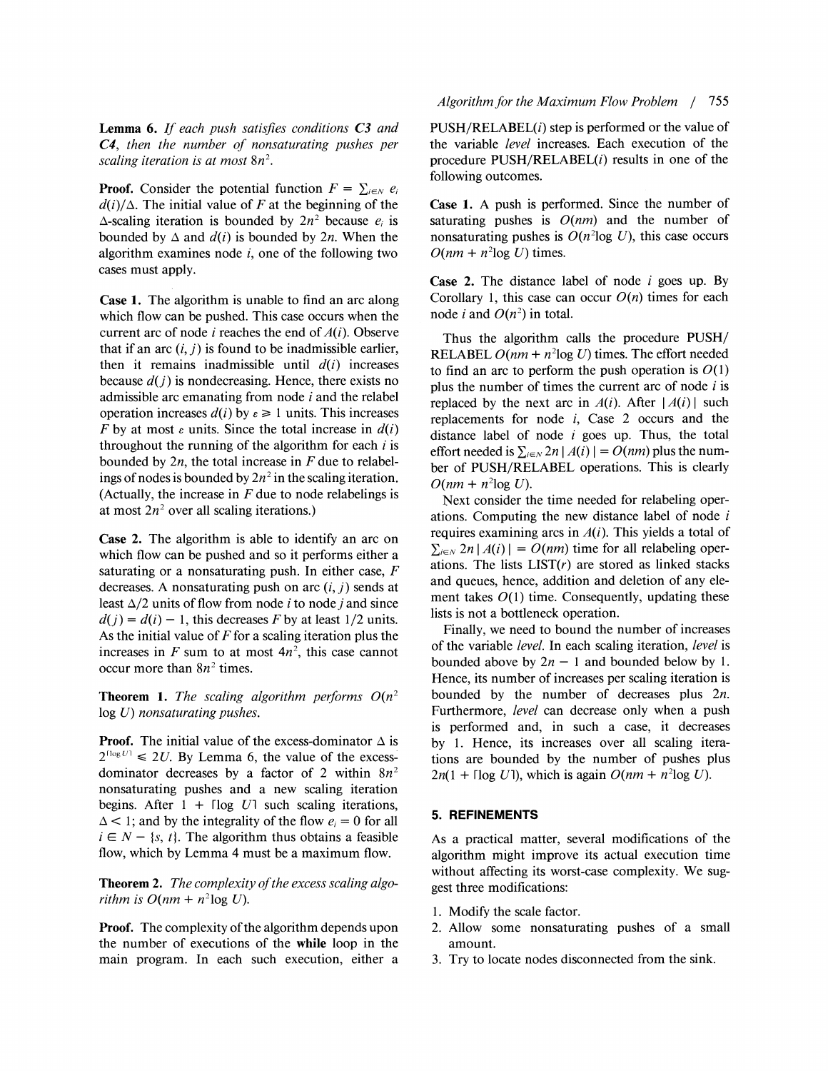**Lemma 6.** *If each push satisfies conditions **C3** and **C4**, then the number of nonsaturating pushes per scaling iteration is at most $8n^2$.*

**Proof.** Consider the potential function $F = \sum_{i \in N} e_i d(i)/\Delta$. The initial value of $F$ at the beginning of the $\Delta$-scaling iteration is bounded by $2n^2$ because $e_i$ is bounded by $\Delta$ and $d(i)$ is bounded by $2n$. When the algorithm examines node $i$, one of the following two cases must apply.

**Case 1.** The algorithm is unable to find an arc along which flow can be pushed. This case occurs when the current arc of node $i$ reaches the end of $A(i)$. Observe that if an arc $(i, j)$ is found to be inadmissible earlier, then it remains inadmissible until $d(i)$ increases because $d(j)$ is nondecreasing. Hence, there exists no admissible arc emanating from node $i$ and the relabel operation increases $d(i)$ by $\varepsilon \geq 1$ units. This increases $F$ by at most $\varepsilon$ units. Since the total increase in $d(i)$ throughout the running of the algorithm for each $i$ is bounded by $2n$, the total increase in $F$ due to relabelings of nodes is bounded by $2n^2$ in the scaling iteration. (Actually, the increase in $F$ due to node relabelings is at most $2n^2$ over all scaling iterations.)

**Case 2.** The algorithm is able to identify an arc on which flow can be pushed and so it performs either a saturating or a nonsaturating push. In either case, $F$ decreases. A nonsaturating push on arc $(i, j)$ sends at least $\Delta/2$ units of flow from node $i$ to node $j$ and since $d(j) = d(i) - 1$, this decreases $F$ by at least $1/2$ units. As the initial value of $F$ for a scaling iteration plus the increases in $F$ sum to at most $4n^2$, this case cannot occur more than $8n^2$ times.

**Theorem 1.** *The scaling algorithm performs $O(n^2 \log U)$ nonsaturating pushes.*

**Proof.** The initial value of the excess-dominator $\Delta$ is $2^{\lceil \log U \rceil} \leq 2U$. By Lemma 6, the value of the excess-dominator decreases by a factor of 2 within $8n^2$ nonsaturating pushes and a new scaling iteration begins. After $1 + \lceil \log U \rceil$ such scaling iterations, $\Delta < 1$; and by the integrality of the flow $e_i = 0$ for all $i \in N - \{s, t\}$. The algorithm thus obtains a feasible flow, which by Lemma 4 must be a maximum flow.

**Theorem 2.** *The complexity of the excess scaling algorithm is $O(nm + n^2 \log U)$.*

**Proof.** The complexity of the algorithm depends upon the number of executions of the **while** loop in the main program. In each such execution, either a PUSH/RELABEL($i$) step is performed or the value of the variable *level* increases. Each execution of the procedure PUSH/RELABEL($i$) results in one of the following outcomes.

**Case 1.** A push is performed. Since the number of saturating pushes is $O(nm)$ and the number of nonsaturating pushes is $O(n^2 \log U)$, this case occurs $O(nm + n^2 \log U)$ times.

**Case 2.** The distance label of node $i$ goes up. By Corollary 1, this case can occur $O(n)$ times for each node $i$ and $O(n^2)$ in total.

Thus the algorithm calls the procedure PUSH/RELABEL $O(nm + n^2 \log U)$ times. The effort needed to find an arc to perform the push operation is $O(1)$ plus the number of times the current arc of node $i$ is replaced by the next arc in $A(i)$. After $|A(i)|$ such replacements for node $i$, Case 2 occurs and the distance label of node $i$ goes up. Thus, the total effort needed is $\sum_{i \in N} 2n |A(i)| = O(nm)$ plus the number of PUSH/RELABEL operations. This is clearly $O(nm + n^2 \log U)$.

Next consider the time needed for relabeling operations. Computing the new distance label of node $i$ requires examining arcs in $A(i)$. This yields a total of $\sum_{i \in N} 2n |A(i)| = O(nm)$ time for all relabeling operations. The lists LIST($r$) are stored as linked stacks and queues, hence, addition and deletion of any element takes $O(1)$ time. Consequently, updating these lists is not a bottleneck operation.

Finally, we need to bound the number of increases of the variable *level*. In each scaling iteration, *level* is bounded above by $2n - 1$ and bounded below by 1. Hence, its number of increases per scaling iteration is bounded by the number of decreases plus $2n$. Furthermore, *level* can decrease only when a push is performed and, in such a case, it decreases by 1. Hence, its increases over all scaling iterations are bounded by the number of pushes plus $2n(1 + \lceil \log U \rceil)$, which is again $O(nm + n^2 \log U)$.

## 5. REFINEMENTS

As a practical matter, several modifications of the algorithm might improve its actual execution time without affecting its worst-case complexity. We suggest three modifications:

1. Modify the scale factor.
2. Allow some nonsaturating pushes of a small amount.
3. Try to locate nodes disconnected from the sink.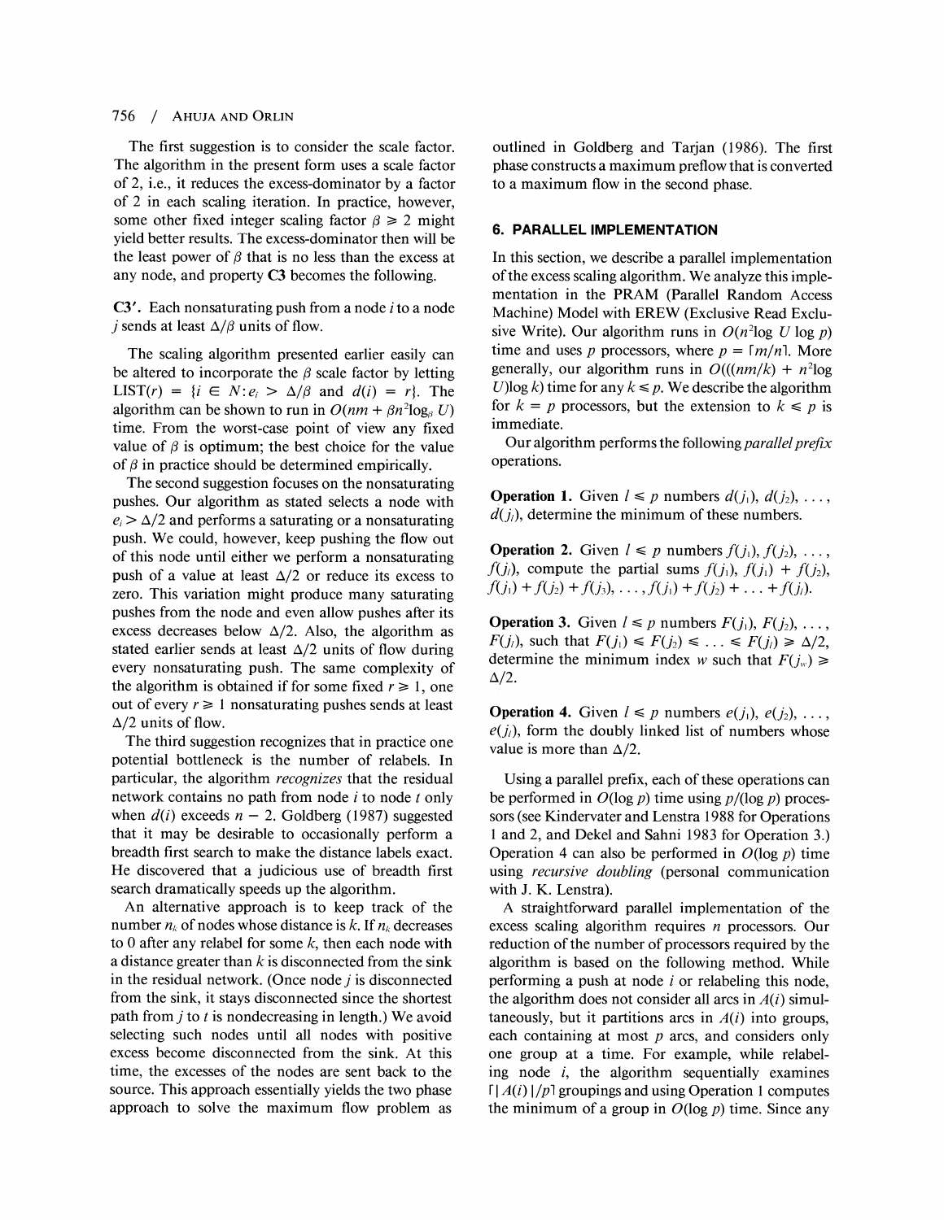The first suggestion is to consider the scale factor. The algorithm in the present form uses a scale factor of 2, i.e., it reduces the excess-dominator by a factor of 2 in each scaling iteration. In practice, however, some other fixed integer scaling factor $\beta \geq 2$ might yield better results. The excess-dominator then will be the least power of $\beta$ that is no less than the excess at any node, and property **C3** becomes the following.

**C3′.** Each nonsaturating push from a node $i$ to a node $j$ sends at least $\Delta/\beta$ units of flow.

The scaling algorithm presented earlier easily can be altered to incorporate the $\beta$ scale factor by letting $\text{LIST}(r) = \{i \in N: e_i > \Delta/\beta \text{ and } d(i) = r\}$. The algorithm can be shown to run in $O(nm + \beta n^2 \log_\beta U)$ time. From the worst-case point of view any fixed value of $\beta$ is optimum; the best choice for the value of $\beta$ in practice should be determined empirically.

The second suggestion focuses on the nonsaturating pushes. Our algorithm as stated selects a node with $e_i > \Delta/2$ and performs a saturating or a nonsaturating push. We could, however, keep pushing the flow out of this node until either we perform a nonsaturating push of a value at least $\Delta/2$ or reduce its excess to zero. This variation might produce many saturating pushes from the node and even allow pushes after its excess decreases below $\Delta/2$. Also, the algorithm as stated earlier sends at least $\Delta/2$ units of flow during every nonsaturating push. The same complexity of the algorithm is obtained if for some fixed $r \geq 1$, one out of every $r \geq 1$ nonsaturating pushes sends at least $\Delta/2$ units of flow.

The third suggestion recognizes that in practice one potential bottleneck is the number of relabels. In particular, the algorithm *recognizes* that the residual network contains no path from node $i$ to node $t$ only when $d(i)$ exceeds $n - 2$. Goldberg (1987) suggested that it may be desirable to occasionally perform a breadth first search to make the distance labels exact. He discovered that a judicious use of breadth first search dramatically speeds up the algorithm.

An alternative approach is to keep track of the number $n_k$ of nodes whose distance is $k$. If $n_k$ decreases to 0 after any relabel for some $k$, then each node with a distance greater than $k$ is disconnected from the sink in the residual network. (Once node $j$ is disconnected from the sink, it stays disconnected since the shortest path from $j$ to $t$ is nondecreasing in length.) We avoid selecting such nodes until all nodes with positive excess become disconnected from the sink. At this time, the excesses of the nodes are sent back to the source. This approach essentially yields the two phase approach to solve the maximum flow problem as outlined in Goldberg and Tarjan (1986). The first phase constructs a maximum preflow that is converted to a maximum flow in the second phase.

## 6. PARALLEL IMPLEMENTATION

In this section, we describe a parallel implementation of the excess scaling algorithm. We analyze this implementation in the PRAM (Parallel Random Access Machine) Model with EREW (Exclusive Read Exclusive Write). Our algorithm runs in $O(n^2 \log U \log p)$ time and uses $p$ processors, where $p = \lceil m/n \rceil$. More generally, our algorithm runs in $O(((nm/k) + n^2 \log U) \log k)$ time for any $k \leq p$. We describe the algorithm for $k = p$ processors, but the extension to $k \leq p$ is immediate.

Our algorithm performs the following *parallel prefix* operations.

**Operation 1.** Given $l \leq p$ numbers $d(j_1), d(j_2), \ldots, d(j_l)$, determine the minimum of these numbers.

**Operation 2.** Given $l \leq p$ numbers $f(j_1), f(j_2), \ldots, f(j_l)$, compute the partial sums $f(j_1)$, $f(j_1) + f(j_2)$, $f(j_1) + f(j_2) + f(j_3), \ldots, f(j_1) + f(j_2) + \ldots + f(j_l)$.

**Operation 3.** Given $l \leq p$ numbers $F(j_1), F(j_2), \ldots, F(j_l)$, such that $F(j_1) \leq F(j_2) \leq \ldots \leq F(j_l) \geq \Delta/2$, determine the minimum index $w$ such that $F(j_w) \geq \Delta/2$.

**Operation 4.** Given $l \leq p$ numbers $e(j_1), e(j_2), \ldots, e(j_l)$, form the doubly linked list of numbers whose value is more than $\Delta/2$.

Using a parallel prefix, each of these operations can be performed in $O(\log p)$ time using $p/(\log p)$ processors (see Kindervater and Lenstra 1988 for Operations 1 and 2, and Dekel and Sahni 1983 for Operation 3.) Operation 4 can also be performed in $O(\log p)$ time using *recursive doubling* (personal communication with J. K. Lenstra).

A straightforward parallel implementation of the excess scaling algorithm requires $n$ processors. Our reduction of the number of processors required by the algorithm is based on the following method. While performing a push at node $i$ or relabeling this node, the algorithm does not consider all arcs in $A(i)$ simultaneously, but it partitions arcs in $A(i)$ into groups, each containing at most $p$ arcs, and considers only one group at a time. For example, while relabeling node $i$, the algorithm sequentially examines $\lceil |A(i)|/p \rceil$ groupings and using Operation 1 computes the minimum of a group in $O(\log p)$ time. Since any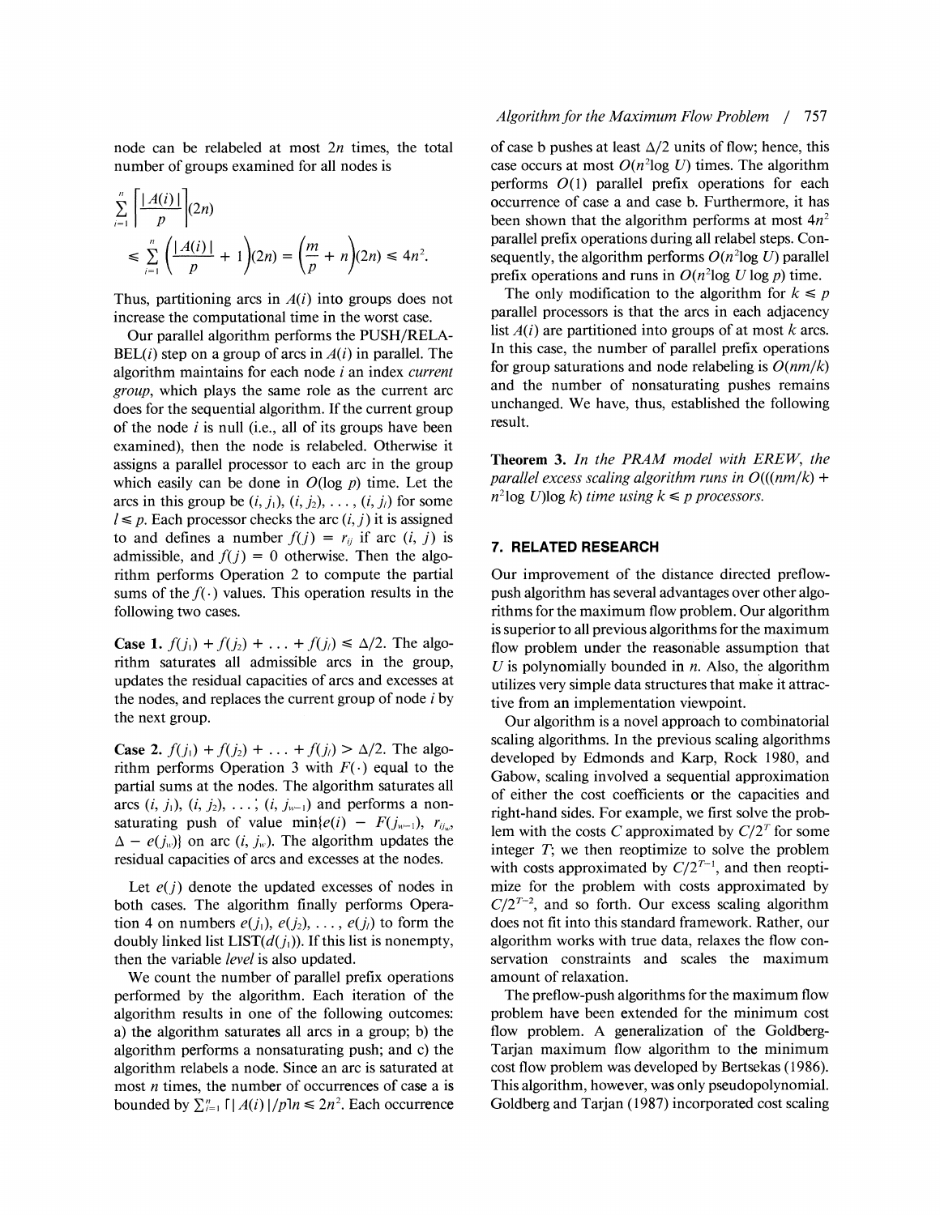node can be relabeled at most $2n$ times, the total number of groups examined for all nodes is

$$\sum_{i=1}^{n} \left\lceil \frac{|A(i)|}{p} \right\rceil (2n)$$

$$\leq \sum_{i=1}^{n} \left( \frac{|A(i)|}{p} + 1 \right)(2n) = \left( \frac{m}{p} + n \right)(2n) \leq 4n^2.$$

Thus, partitioning arcs in $A(i)$ into groups does not increase the computational time in the worst case.

Our parallel algorithm performs the PUSH/RELABEL($i$) step on a group of arcs in $A(i)$ in parallel. The algorithm maintains for each node $i$ an index *current group*, which plays the same role as the current arc does for the sequential algorithm. If the current group of the node $i$ is null (i.e., all of its groups have been examined), then the node is relabeled. Otherwise it assigns a parallel processor to each arc in the group which easily can be done in $O(\log p)$ time. Let the arcs in this group be $(i, j_1), (i, j_2), \ldots, (i, j_l)$ for some $l \leq p$. Each processor checks the arc $(i, j)$ it is assigned to and defines a number $f(j) = r_{ij}$ if arc $(i, j)$ is admissible, and $f(j) = 0$ otherwise. Then the algorithm performs Operation 2 to compute the partial sums of the $f(\cdot)$ values. This operation results in the following two cases.

**Case 1.** $f(j_1) + f(j_2) + \ldots + f(j_l) \leq \Delta/2$. The algorithm saturates all admissible arcs in the group, updates the residual capacities of arcs and excesses at the nodes, and replaces the current group of node $i$ by the next group.

**Case 2.** $f(j_1) + f(j_2) + \ldots + f(j_l) > \Delta/2$. The algorithm performs Operation 3 with $F(\cdot)$ equal to the partial sums at the nodes. The algorithm saturates all arcs $(i, j_1), (i, j_2), \ldots, (i, j_{w-1})$ and performs a nonsaturating push of value $\min\{e(i) - F(j_{w-1}), r_{ij_w}, \Delta - e(j_w)\}$ on arc $(i, j_w)$. The algorithm updates the residual capacities of arcs and excesses at the nodes.

Let $e(j)$ denote the updated excesses of nodes in both cases. The algorithm finally performs Operation 4 on numbers $e(j_1), e(j_2), \ldots, e(j_l)$ to form the doubly linked list LIST($d(j_1)$). If this list is nonempty, then the variable *level* is also updated.

We count the number of parallel prefix operations performed by the algorithm. Each iteration of the algorithm results in one of the following outcomes: a) the algorithm saturates all arcs in a group; b) the algorithm performs a nonsaturating push; and c) the algorithm relabels a node. Since an arc is saturated at most $n$ times, the number of occurrences of case a is bounded by $\sum_{i=1}^{n} \lceil |A(i)|/p \rceil n \leq 2n^2$. Each occurrence of case b pushes at least $\Delta/2$ units of flow; hence, this case occurs at most $O(n^2 \log U)$ times. The algorithm performs $O(1)$ parallel prefix operations for each occurrence of case a and case b. Furthermore, it has been shown that the algorithm performs at most $4n^2$ parallel prefix operations during all relabel steps. Consequently, the algorithm performs $O(n^2 \log U)$ parallel prefix operations and runs in $O(n^2 \log U \log p)$ time.

The only modification to the algorithm for $k \leq p$ parallel processors is that the arcs in each adjacency list $A(i)$ are partitioned into groups of at most $k$ arcs. In this case, the number of parallel prefix operations for group saturations and node relabeling is $O(nm/k)$ and the number of nonsaturating pushes remains unchanged. We have, thus, established the following result.

**Theorem 3.** *In the PRAM model with EREW, the parallel excess scaling algorithm runs in $O(((nm/k) + n^2 \log U) \log k)$ time using $k \leq p$ processors.*

## 7. RELATED RESEARCH

Our improvement of the distance directed preflow-push algorithm has several advantages over other algorithms for the maximum flow problem. Our algorithm is superior to all previous algorithms for the maximum flow problem under the reasonable assumption that $U$ is polynomially bounded in $n$. Also, the algorithm utilizes very simple data structures that make it attractive from an implementation viewpoint.

Our algorithm is a novel approach to combinatorial scaling algorithms. In the previous scaling algorithms developed by Edmonds and Karp, Rock 1980, and Gabow, scaling involved a sequential approximation of either the cost coefficients or the capacities and right-hand sides. For example, we first solve the problem with the costs $C$ approximated by $C/2^T$ for some integer $T$; we then reoptimize to solve the problem with costs approximated by $C/2^{T-1}$, and then reoptimize for the problem with costs approximated by $C/2^{T-2}$, and so forth. Our excess scaling algorithm does not fit into this standard framework. Rather, our algorithm works with true data, relaxes the flow conservation constraints and scales the maximum amount of relaxation.

The preflow-push algorithms for the maximum flow problem have been extended for the minimum cost flow problem. A generalization of the Goldberg-Tarjan maximum flow algorithm to the minimum cost flow problem was developed by Bertsekas (1986). This algorithm, however, was only pseudopolynomial. Goldberg and Tarjan (1987) incorporated cost scaling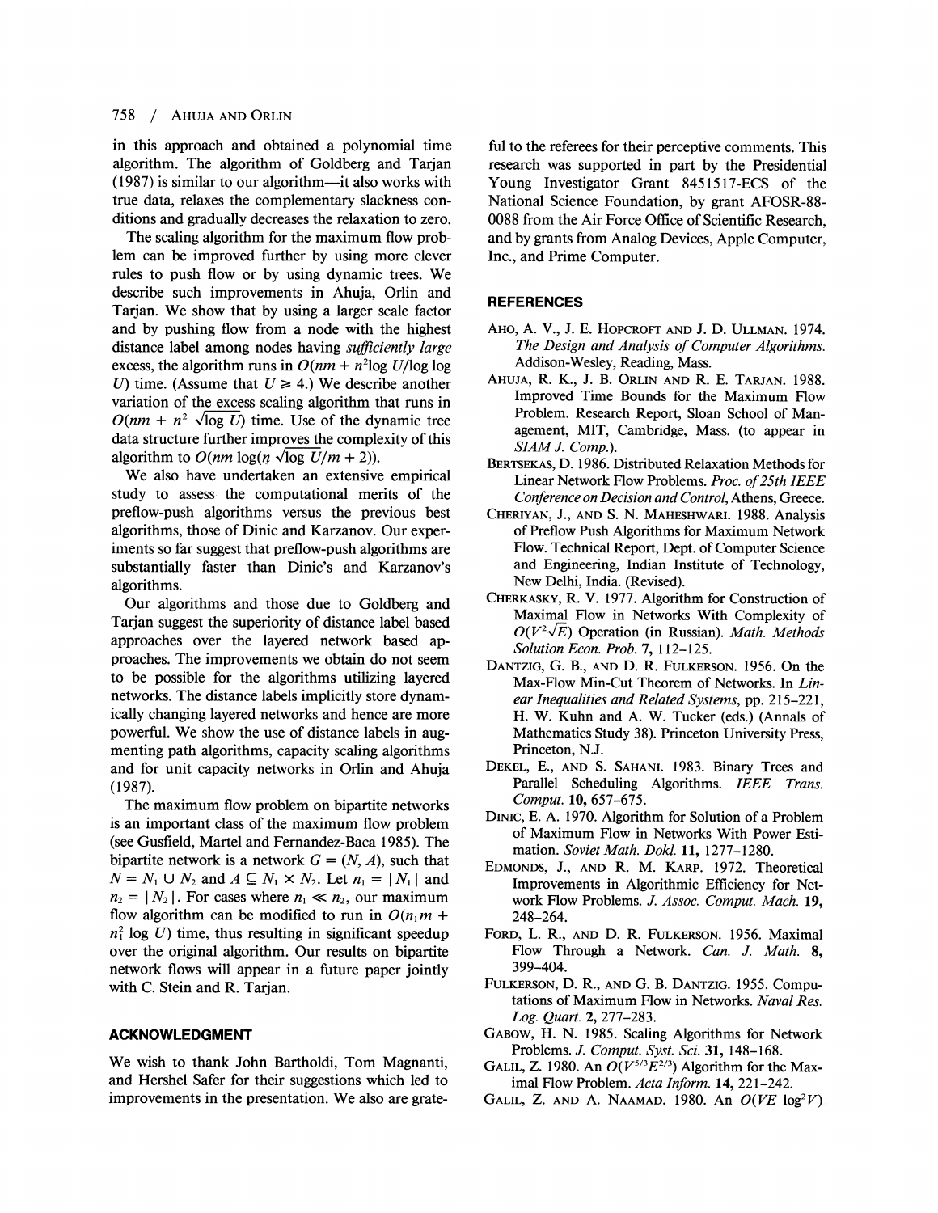in this approach and obtained a polynomial time algorithm. The algorithm of Goldberg and Tarjan (1987) is similar to our algorithm—it also works with true data, relaxes the complementary slackness conditions and gradually decreases the relaxation to zero.

The scaling algorithm for the maximum flow problem can be improved further by using more clever rules to push flow or by using dynamic trees. We describe such improvements in Ahuja, Orlin and Tarjan. We show that by using a larger scale factor and by pushing flow from a node with the highest distance label among nodes having *sufficiently large* excess, the algorithm runs in $O(nm + n^2 \log U/\log \log U)$ time. (Assume that $U \geq 4$.) We describe another variation of the excess scaling algorithm that runs in $O(nm + n^2 \sqrt{\log U})$ time. Use of the dynamic tree data structure further improves the complexity of this algorithm to $O(nm \log(n \sqrt{\log U}/m + 2))$.

We also have undertaken an extensive empirical study to assess the computational merits of the preflow-push algorithms versus the previous best algorithms, those of Dinic and Karzanov. Our experiments so far suggest that preflow-push algorithms are substantially faster than Dinic's and Karzanov's algorithms.

Our algorithms and those due to Goldberg and Tarjan suggest the superiority of distance label based approaches over the layered network based approaches. The improvements we obtain do not seem to be possible for the algorithms utilizing layered networks. The distance labels implicitly store dynamically changing layered networks and hence are more powerful. We show the use of distance labels in augmenting path algorithms, capacity scaling algorithms and for unit capacity networks in Orlin and Ahuja (1987).

The maximum flow problem on bipartite networks is an important class of the maximum flow problem (see Gusfield, Martel and Fernandez-Baca 1985). The bipartite network is a network $G = (N, A)$, such that $N = N_1 \cup N_2$ and $A \subseteq N_1 \times N_2$. Let $n_1 = |N_1|$ and $n_2 = |N_2|$. For cases where $n_1 \ll n_2$, our maximum flow algorithm can be modified to run in $O(n_1 m + n_1^2 \log U)$ time, thus resulting in significant speedup over the original algorithm. Our results on bipartite network flows will appear in a future paper jointly with C. Stein and R. Tarjan.

## ACKNOWLEDGMENT

We wish to thank John Bartholdi, Tom Magnanti, and Hershel Safer for their suggestions which led to improvements in the presentation. We also are grateful to the referees for their perceptive comments. This research was supported in part by the Presidential Young Investigator Grant 8451517-ECS of the National Science Foundation, by grant AFOSR-88-0088 from the Air Force Office of Scientific Research, and by grants from Analog Devices, Apple Computer, Inc., and Prime Computer.

## REFERENCES

Aho, A. V., J. E. Hopcroft and J. D. Ullman. 1974. *The Design and Analysis of Computer Algorithms.* Addison-Wesley, Reading, Mass.

Ahuja, R. K., J. B. Orlin and R. E. Tarjan. 1988. Improved Time Bounds for the Maximum Flow Problem. Research Report, Sloan School of Management, MIT, Cambridge, Mass. (to appear in *SIAM J. Comp.*).

Bertsekas, D. 1986. Distributed Relaxation Methods for Linear Network Flow Problems. *Proc. of 25th IEEE Conference on Decision and Control*, Athens, Greece.

Cheriyan, J., and S. N. Maheshwari. 1988. Analysis of Preflow Push Algorithms for Maximum Network Flow. Technical Report, Dept. of Computer Science and Engineering, Indian Institute of Technology, New Delhi, India. (Revised).

Cherkasky, R. V. 1977. Algorithm for Construction of Maximal Flow in Networks With Complexity of $O(V^2\sqrt{E})$ Operation (in Russian). *Math. Methods Solution Econ. Prob.* **7**, 112–125.

Dantzig, G. B., and D. R. Fulkerson. 1956. On the Max-Flow Min-Cut Theorem of Networks. In *Linear Inequalities and Related Systems*, pp. 215–221, H. W. Kuhn and A. W. Tucker (eds.) (Annals of Mathematics Study 38). Princeton University Press, Princeton, N.J.

Dekel, E., and S. Sahani. 1983. Binary Trees and Parallel Scheduling Algorithms. *IEEE Trans. Comput.* **10**, 657–675.

Dinic, E. A. 1970. Algorithm for Solution of a Problem of Maximum Flow in Networks With Power Estimation. *Soviet Math. Dokl.* **11**, 1277–1280.

Edmonds, J., and R. M. Karp. 1972. Theoretical Improvements in Algorithmic Efficiency for Network Flow Problems. *J. Assoc. Comput. Mach.* **19**, 248–264.

Ford, L. R., and D. R. Fulkerson. 1956. Maximal Flow Through a Network. *Can. J. Math.* **8**, 399–404.

Fulkerson, D. R., and G. B. Dantzig. 1955. Computations of Maximum Flow in Networks. *Naval Res. Log. Quart.* **2**, 277–283.

Gabow, H. N. 1985. Scaling Algorithms for Network Problems. *J. Comput. Syst. Sci.* **31**, 148–168.

Galil, Z. 1980. An $O(V^{5/3}E^{2/3})$ Algorithm for the Maximal Flow Problem. *Acta Inform.* **14**, 221–242.

Galil, Z. and A. Naamad. 1980. An $O(VE \log^2 V)$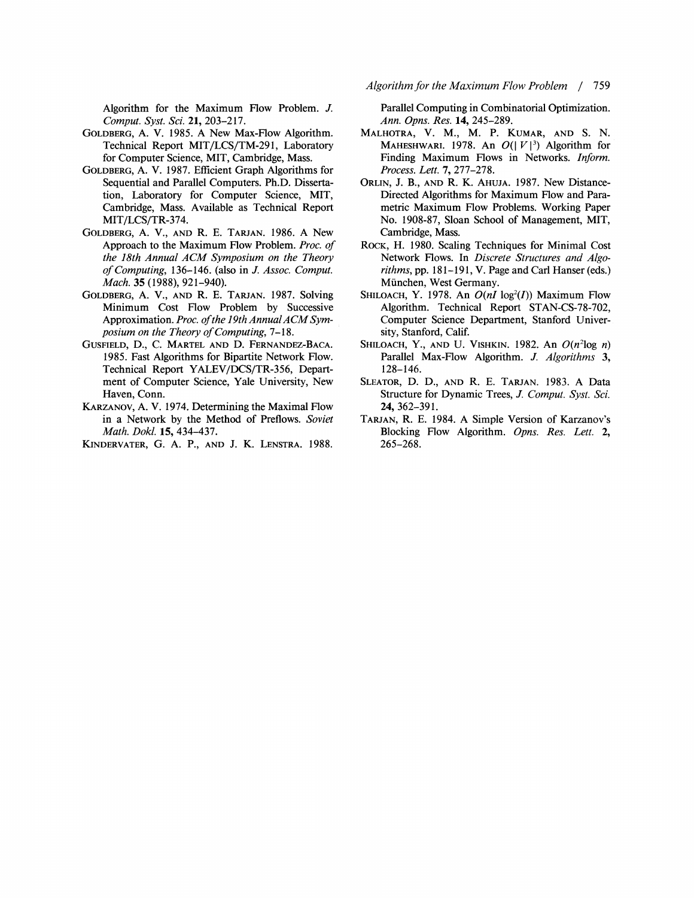Algorithm for the Maximum Flow Problem. *J. Comput. Syst. Sci.* **21**, 203–217.

GOLDBERG, A. V. 1985. A New Max-Flow Algorithm. Technical Report MIT/LCS/TM-291, Laboratory for Computer Science, MIT, Cambridge, Mass.

GOLDBERG, A. V. 1987. Efficient Graph Algorithms for Sequential and Parallel Computers. Ph.D. Dissertation, Laboratory for Computer Science, MIT, Cambridge, Mass. Available as Technical Report MIT/LCS/TR-374.

GOLDBERG, A. V., AND R. E. TARJAN. 1986. A New Approach to the Maximum Flow Problem. *Proc. of the 18th Annual ACM Symposium on the Theory of Computing*, 136–146. (also in *J. Assoc. Comput. Mach.* **35** (1988), 921–940).

GOLDBERG, A. V., AND R. E. TARJAN. 1987. Solving Minimum Cost Flow Problem by Successive Approximation. *Proc. of the 19th Annual ACM Symposium on the Theory of Computing*, 7–18.

GUSFIELD, D., C. MARTEL AND D. FERNANDEZ-BACA. 1985. Fast Algorithms for Bipartite Network Flow. Technical Report YALEV/DCS/TR-356, Department of Computer Science, Yale University, New Haven, Conn.

KARZANOV, A. V. 1974. Determining the Maximal Flow in a Network by the Method of Preflows. *Soviet Math. Dokl.* **15**, 434–437.

KINDERVATER, G. A. P., AND J. K. LENSTRA. 1988. Parallel Computing in Combinatorial Optimization. *Ann. Opns. Res.* **14**, 245–289.

MALHOTRA, V. M., M. P. KUMAR, AND S. N. MAHESHWARI. 1978. An $O(|V|^3)$ Algorithm for Finding Maximum Flows in Networks. *Inform. Process. Lett.* **7**, 277–278.

ORLIN, J. B., AND R. K. AHUJA. 1987. New Distance-Directed Algorithms for Maximum Flow and Parametric Maximum Flow Problems. Working Paper No. 1908-87, Sloan School of Management, MIT, Cambridge, Mass.

ROCK, H. 1980. Scaling Techniques for Minimal Cost Network Flows. In *Discrete Structures and Algorithms*, pp. 181–191, V. Page and Carl Hanser (eds.) München, West Germany.

SHILOACH, Y. 1978. An $O(nI \log^2(I))$ Maximum Flow Algorithm. Technical Report STAN-CS-78-702, Computer Science Department, Stanford University, Stanford, Calif.

SHILOACH, Y., AND U. VISHKIN. 1982. An $O(n^2 \log n)$ Parallel Max-Flow Algorithm. *J. Algorithms* **3**, 128–146.

SLEATOR, D. D., AND R. E. TARJAN. 1983. A Data Structure for Dynamic Trees, *J. Comput. Syst. Sci.* **24**, 362–391.

TARJAN, R. E. 1984. A Simple Version of Karzanov's Blocking Flow Algorithm. *Opns. Res. Lett.* **2**, 265–268.